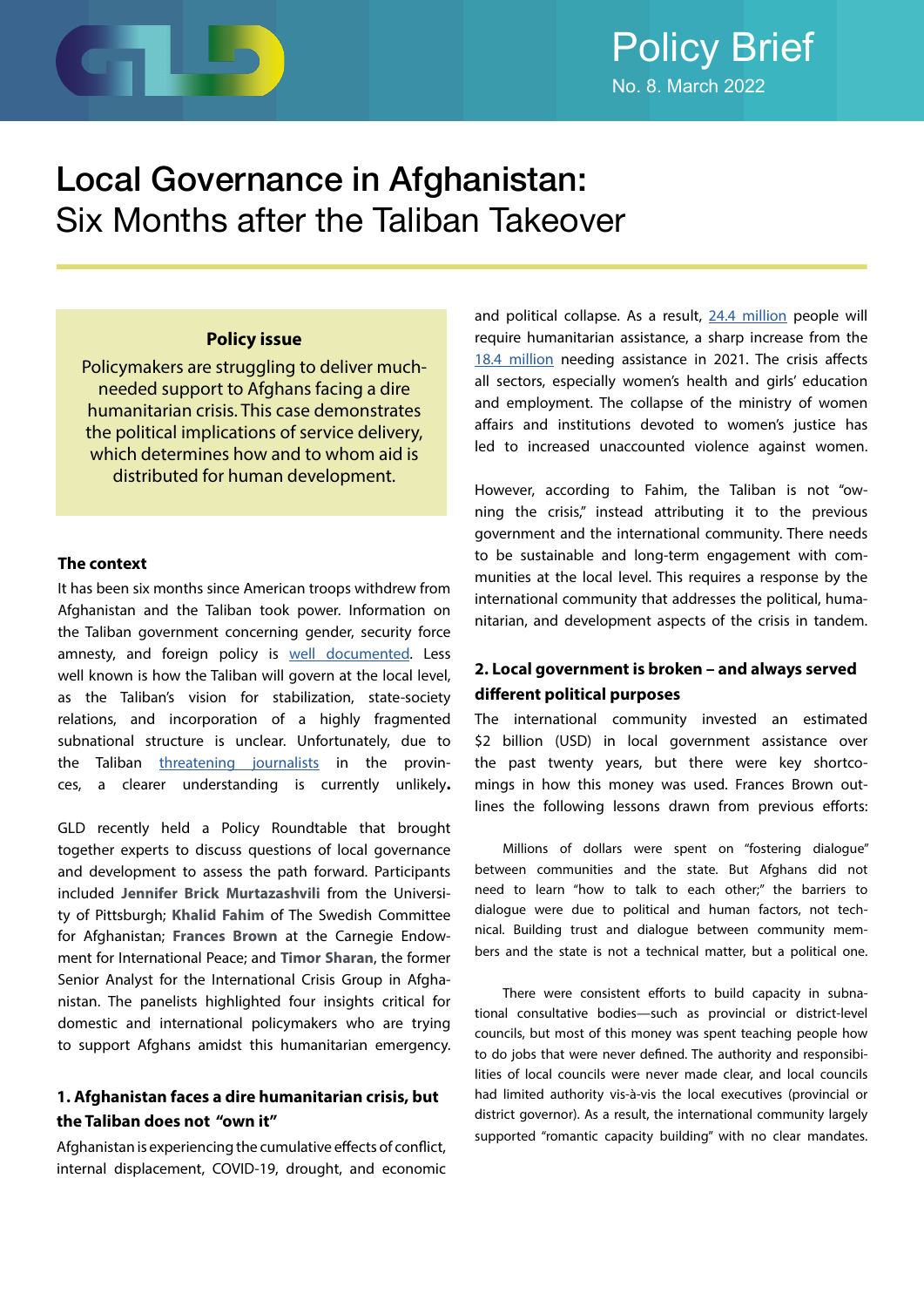Policy Brief

No. 8. March 2022

# Local Governance in Afghanistan: Six Months after the Taliban Takeover

**Policy issue**

Policymakers are struggling to deliver much-needed support to Afghans facing a dire humanitarian crisis. This case demonstrates the political implications of service delivery, which determines how and to whom aid is distributed for human development.

### The context

It has been six months since American troops withdrew from Afghanistan and the Taliban took power. Information on the Taliban government concerning gender, security force amnesty, and foreign policy is well documented. Less well known is how the Taliban will govern at the local level, as the Taliban's vision for stabilization, state-society relations, and incorporation of a highly fragmented subnational structure is unclear. Unfortunately, due to the Taliban threatening journalists in the provinces, a clearer understanding is currently unlikely**.**

GLD recently held a Policy Roundtable that brought together experts to discuss questions of local governance and development to assess the path forward. Participants included **Jennifer Brick Murtazashvili** from the University of Pittsburgh; **Khalid Fahim** of The Swedish Committee for Afghanistan; **Frances Brown** at the Carnegie Endowment for International Peace; and **Timor Sharan**, the former Senior Analyst for the International Crisis Group in Afghanistan. The panelists highlighted four insights critical for domestic and international policymakers who are trying to support Afghans amidst this humanitarian emergency.

### 1. Afghanistan faces a dire humanitarian crisis, but the Taliban does not "own it"

Afghanistan is experiencing the cumulative effects of conflict, internal displacement, COVID-19, drought, and economic and political collapse. As a result, 24.4 million people will require humanitarian assistance, a sharp increase from the 18.4 million needing assistance in 2021. The crisis affects all sectors, especially women's health and girls' education and employment. The collapse of the ministry of women affairs and institutions devoted to women's justice has led to increased unaccounted violence against women.

However, according to Fahim, the Taliban is not "owning the crisis," instead attributing it to the previous government and the international community. There needs to be sustainable and long-term engagement with communities at the local level. This requires a response by the international community that addresses the political, humanitarian, and development aspects of the crisis in tandem.

### 2. Local government is broken – and always served different political purposes

The international community invested an estimated $2 billion (USD) in local government assistance over the past twenty years, but there were key shortcomings in how this money was used. Frances Brown outlines the following lessons drawn from previous efforts:

Millions of dollars were spent on "fostering dialogue" between communities and the state. But Afghans did not need to learn "how to talk to each other;" the barriers to dialogue were due to political and human factors, not technical. Building trust and dialogue between community members and the state is not a technical matter, but a political one.

There were consistent efforts to build capacity in subnational consultative bodies—such as provincial or district-level councils, but most of this money was spent teaching people how to do jobs that were never defined. The authority and responsibilities of local councils were never made clear, and local councils had limited authority vis-à-vis the local executives (provincial or district governor). As a result, the international community largely supported "romantic capacity building" with no clear mandates.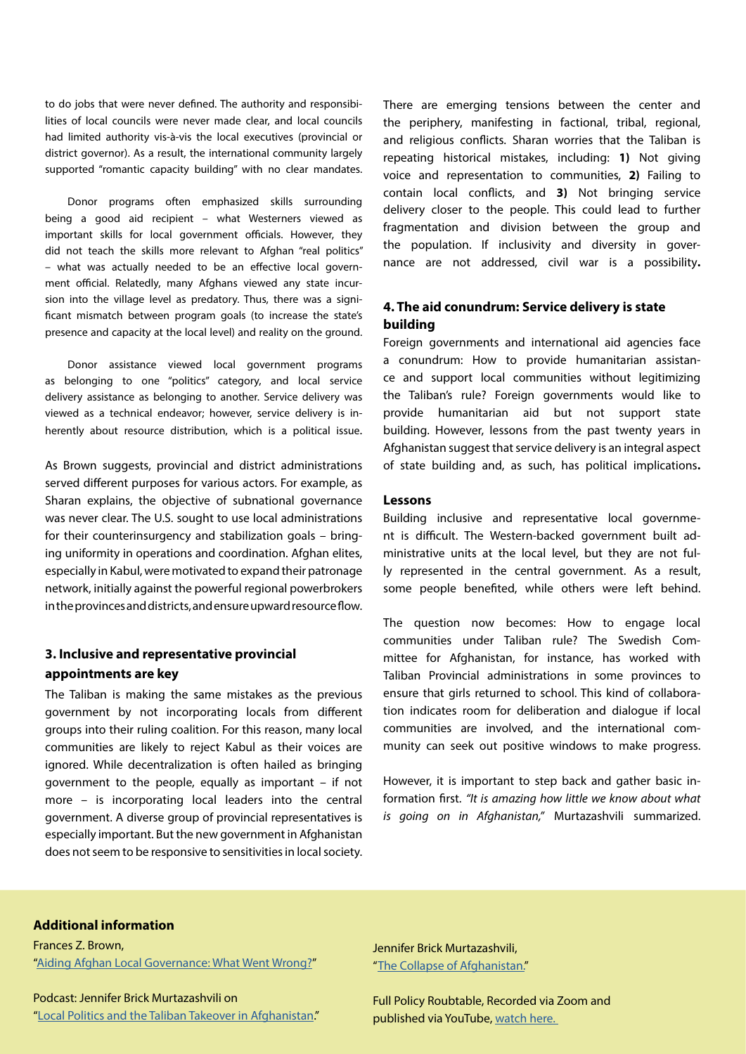to do jobs that were never defined. The authority and responsibilities of local councils were never made clear, and local councils had limited authority vis-à-vis the local executives (provincial or district governor). As a result, the international community largely supported "romantic capacity building" with no clear mandates.

Donor programs often emphasized skills surrounding being a good aid recipient – what Westerners viewed as important skills for local government officials. However, they did not teach the skills more relevant to Afghan "real politics" – what was actually needed to be an effective local government official. Relatedly, many Afghans viewed any state incursion into the village level as predatory. Thus, there was a significant mismatch between program goals (to increase the state's presence and capacity at the local level) and reality on the ground.

Donor assistance viewed local government programs as belonging to one "politics" category, and local service delivery assistance as belonging to another. Service delivery was viewed as a technical endeavor; however, service delivery is inherently about resource distribution, which is a political issue.

As Brown suggests, provincial and district administrations served different purposes for various actors. For example, as Sharan explains, the objective of subnational governance was never clear. The U.S. sought to use local administrations for their counterinsurgency and stabilization goals – bringing uniformity in operations and coordination. Afghan elites, especially in Kabul, were motivated to expand their patronage network, initially against the powerful regional powerbrokers in the provinces and districts, and ensure upward resource flow.

### 3. Inclusive and representative provincial appointments are key

The Taliban is making the same mistakes as the previous government by not incorporating locals from different groups into their ruling coalition. For this reason, many local communities are likely to reject Kabul as their voices are ignored. While decentralization is often hailed as bringing government to the people, equally as important – if not more – is incorporating local leaders into the central government. A diverse group of provincial representatives is especially important. But the new government in Afghanistan does not seem to be responsive to sensitivities in local society.

There are emerging tensions between the center and the periphery, manifesting in factional, tribal, regional, and religious conflicts. Sharan worries that the Taliban is repeating historical mistakes, including: **1)** Not giving voice and representation to communities, **2)** Failing to contain local conflicts, and **3)** Not bringing service delivery closer to the people. This could lead to further fragmentation and division between the group and the population. If inclusivity and diversity in governance are not addressed, civil war is a possibility**.**

### 4. The aid conundrum: Service delivery is state building

Foreign governments and international aid agencies face a conundrum: How to provide humanitarian assistance and support local communities without legitimizing the Taliban's rule? Foreign governments would like to provide humanitarian aid but not support state building. However, lessons from the past twenty years in Afghanistan suggest that service delivery is an integral aspect of state building and, as such, has political implications**.**

#### Lessons

Building inclusive and representative local government is difficult. The Western-backed government built administrative units at the local level, but they are not fully represented in the central government. As a result, some people benefited, while others were left behind.

The question now becomes: How to engage local communities under Taliban rule? The Swedish Committee for Afghanistan, for instance, has worked with Taliban Provincial administrations in some provinces to ensure that girls returned to school. This kind of collaboration indicates room for deliberation and dialogue if local communities are involved, and the international community can seek out positive windows to make progress.

However, it is important to step back and gather basic information first. *"It is amazing how little we know about what is going on in Afghanistan,"* Murtazashvili summarized.

### Additional information

Frances Z. Brown, "Aiding Afghan Local Governance: What Went Wrong?"

Podcast: Jennifer Brick Murtazashvili on "Local Politics and the Taliban Takeover in Afghanistan."

Jennifer Brick Murtazashvili, "The Collapse of Afghanistan."

Full Policy Roubtable, Recorded via Zoom and published via YouTube, watch here.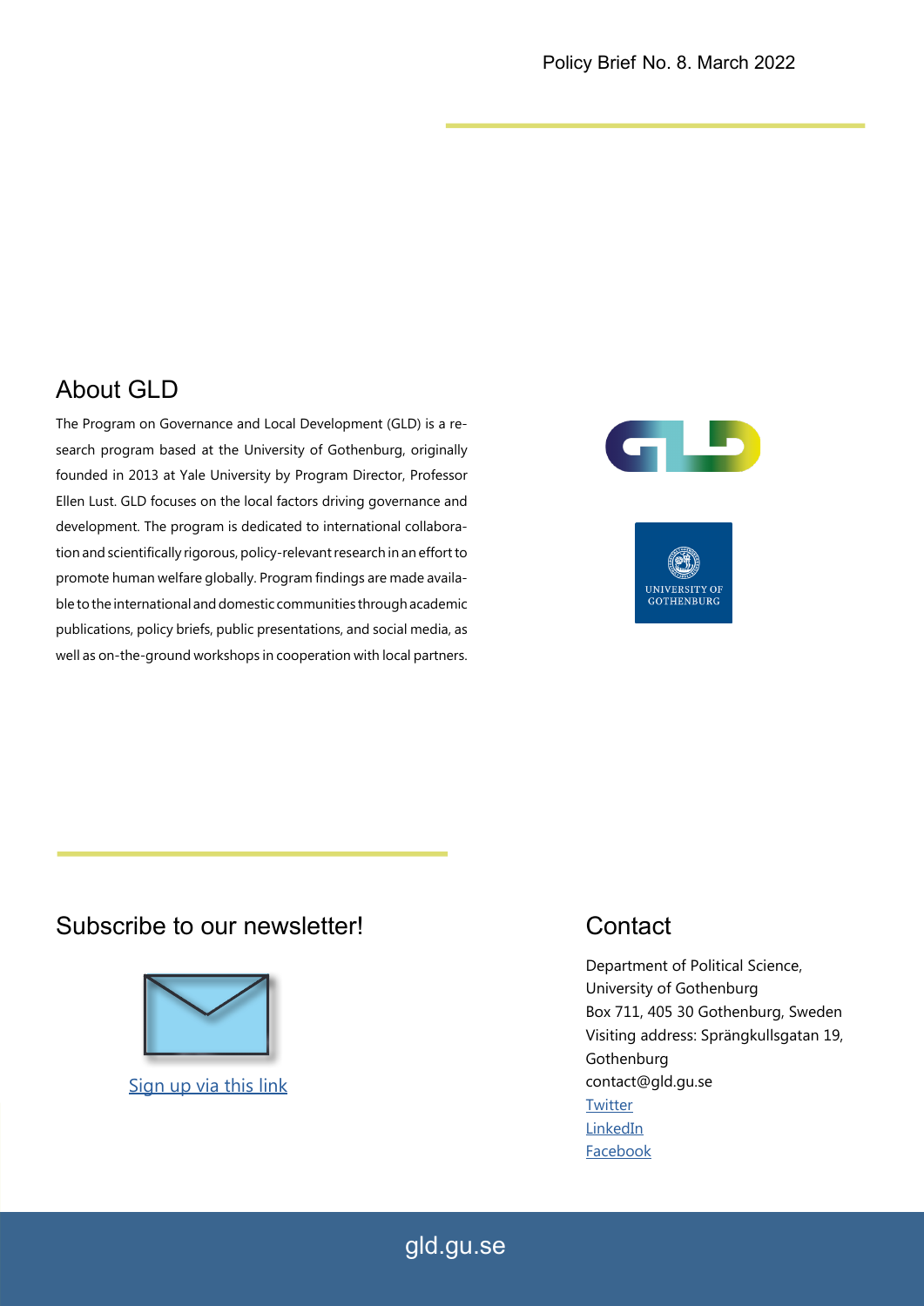## About GLD

The Program on Governance and Local Development (GLD) is a research program based at the University of Gothenburg, originally founded in 2013 at Yale University by Program Director, Professor Ellen Lust. GLD focuses on the local factors driving governance and development. The program is dedicated to international collaboration and scientifically rigorous, policy-relevant research in an effort to promote human welfare globally. Program findings are made available to the international and domestic communities through academic publications, policy briefs, public presentations, and social media, as well as on-the-ground workshops in cooperation with local partners.

## Subscribe to our newsletter!

[Sign up via this link]

## Contact

Department of Political Science,
University of Gothenburg
Box 711, 405 30 Gothenburg, Sweden
Visiting address: Sprängkullsgatan 19, Gothenburg
contact@gld.gu.se
Twitter
LinkedIn
Facebook

gld.gu.se